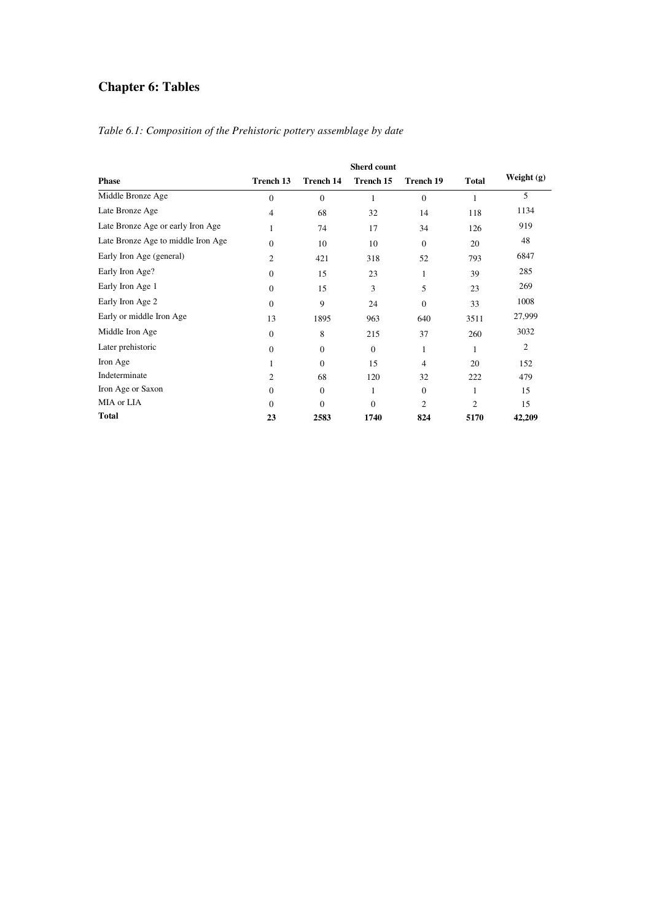# Chapter 6: Tables

*Table 6.1: Composition of the Prehistoric pottery assemblage by date*

| | Sherd count | | | | | |
|---|---|---|---|---|---|---|
| **Phase** | **Trench 13** | **Trench 14** | **Trench 15** | **Trench 19** | **Total** | **Weight (g)** |
| Middle Bronze Age | 0 | 0 | 1 | 0 | 1 | 5 |
| Late Bronze Age | 4 | 68 | 32 | 14 | 118 | 1134 |
| Late Bronze Age or early Iron Age | 1 | 74 | 17 | 34 | 126 | 919 |
| Late Bronze Age to middle Iron Age | 0 | 10 | 10 | 0 | 20 | 48 |
| Early Iron Age (general) | 2 | 421 | 318 | 52 | 793 | 6847 |
| Early Iron Age? | 0 | 15 | 23 | 1 | 39 | 285 |
| Early Iron Age 1 | 0 | 15 | 3 | 5 | 23 | 269 |
| Early Iron Age 2 | 0 | 9 | 24 | 0 | 33 | 1008 |
| Early or middle Iron Age | 13 | 1895 | 963 | 640 | 3511 | 27,999 |
| Middle Iron Age | 0 | 8 | 215 | 37 | 260 | 3032 |
| Later prehistoric | 0 | 0 | 0 | 1 | 1 | 2 |
| Iron Age | 1 | 0 | 15 | 4 | 20 | 152 |
| Indeterminate | 2 | 68 | 120 | 32 | 222 | 479 |
| Iron Age or Saxon | 0 | 0 | 1 | 0 | 1 | 15 |
| MIA or LIA | 0 | 0 | 0 | 2 | 2 | 15 |
| **Total** | **23** | **2583** | **1740** | **824** | **5170** | **42,209** |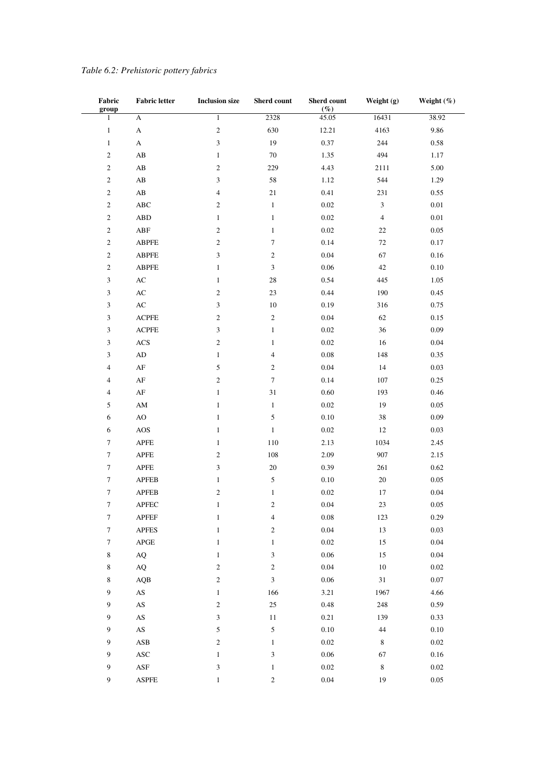*Table 6.2: Prehistoric pottery fabrics*

| Fabric group | Fabric letter | Inclusion size | Sherd count | Sherd count (%) | Weight (g) | Weight (%) |
|---|---|---|---|---|---|---|
| 1 | A | 1 | 2328 | 45.05 | 16431 | 38.92 |
| 1 | A | 2 | 630 | 12.21 | 4163 | 9.86 |
| 1 | A | 3 | 19 | 0.37 | 244 | 0.58 |
| 2 | AB | 1 | 70 | 1.35 | 494 | 1.17 |
| 2 | AB | 2 | 229 | 4.43 | 2111 | 5.00 |
| 2 | AB | 3 | 58 | 1.12 | 544 | 1.29 |
| 2 | AB | 4 | 21 | 0.41 | 231 | 0.55 |
| 2 | ABC | 2 | 1 | 0.02 | 3 | 0.01 |
| 2 | ABD | 1 | 1 | 0.02 | 4 | 0.01 |
| 2 | ABF | 2 | 1 | 0.02 | 22 | 0.05 |
| 2 | ABPFE | 2 | 7 | 0.14 | 72 | 0.17 |
| 2 | ABPFE | 3 | 2 | 0.04 | 67 | 0.16 |
| 2 | ABPFE | 1 | 3 | 0.06 | 42 | 0.10 |
| 3 | AC | 1 | 28 | 0.54 | 445 | 1.05 |
| 3 | AC | 2 | 23 | 0.44 | 190 | 0.45 |
| 3 | AC | 3 | 10 | 0.19 | 316 | 0.75 |
| 3 | ACPFE | 2 | 2 | 0.04 | 62 | 0.15 |
| 3 | ACPFE | 3 | 1 | 0.02 | 36 | 0.09 |
| 3 | ACS | 2 | 1 | 0.02 | 16 | 0.04 |
| 3 | AD | 1 | 4 | 0.08 | 148 | 0.35 |
| 4 | AF | 5 | 2 | 0.04 | 14 | 0.03 |
| 4 | AF | 2 | 7 | 0.14 | 107 | 0.25 |
| 4 | AF | 1 | 31 | 0.60 | 193 | 0.46 |
| 5 | AM | 1 | 1 | 0.02 | 19 | 0.05 |
| 6 | AO | 1 | 5 | 0.10 | 38 | 0.09 |
| 6 | AOS | 1 | 1 | 0.02 | 12 | 0.03 |
| 7 | APFE | 1 | 110 | 2.13 | 1034 | 2.45 |
| 7 | APFE | 2 | 108 | 2.09 | 907 | 2.15 |
| 7 | APFE | 3 | 20 | 0.39 | 261 | 0.62 |
| 7 | APFEB | 1 | 5 | 0.10 | 20 | 0.05 |
| 7 | APFEB | 2 | 1 | 0.02 | 17 | 0.04 |
| 7 | APFEC | 1 | 2 | 0.04 | 23 | 0.05 |
| 7 | APFEF | 1 | 4 | 0.08 | 123 | 0.29 |
| 7 | APFES | 1 | 2 | 0.04 | 13 | 0.03 |
| 7 | APGE | 1 | 1 | 0.02 | 15 | 0.04 |
| 8 | AQ | 1 | 3 | 0.06 | 15 | 0.04 |
| 8 | AQ | 2 | 2 | 0.04 | 10 | 0.02 |
| 8 | AQB | 2 | 3 | 0.06 | 31 | 0.07 |
| 9 | AS | 1 | 166 | 3.21 | 1967 | 4.66 |
| 9 | AS | 2 | 25 | 0.48 | 248 | 0.59 |
| 9 | AS | 3 | 11 | 0.21 | 139 | 0.33 |
| 9 | AS | 5 | 5 | 0.10 | 44 | 0.10 |
| 9 | ASB | 2 | 1 | 0.02 | 8 | 0.02 |
| 9 | ASC | 1 | 3 | 0.06 | 67 | 0.16 |
| 9 | ASF | 3 | 1 | 0.02 | 8 | 0.02 |
| 9 | ASPFE | 1 | 2 | 0.04 | 19 | 0.05 |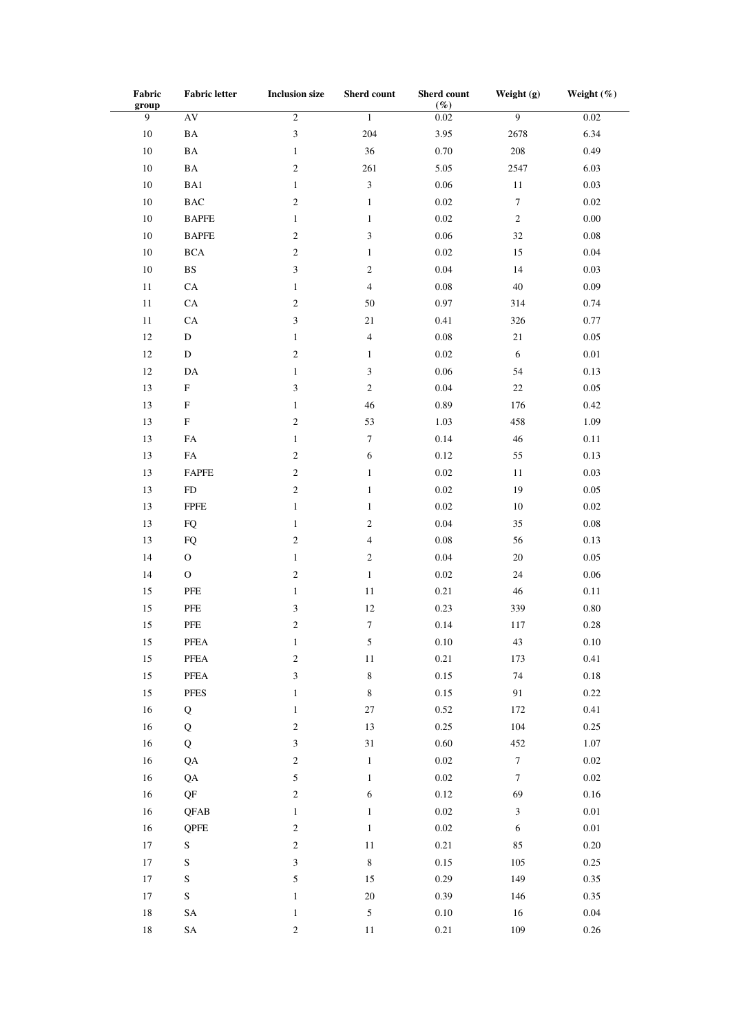| Fabric group | Fabric letter | Inclusion size | Sherd count | Sherd count (%) | Weight (g) | Weight (%) |
|---|---|---|---|---|---|---|
| 9 | AV | 2 | 1 | 0.02 | 9 | 0.02 |
| 10 | BA | 3 | 204 | 3.95 | 2678 | 6.34 |
| 10 | BA | 1 | 36 | 0.70 | 208 | 0.49 |
| 10 | BA | 2 | 261 | 5.05 | 2547 | 6.03 |
| 10 | BA1 | 1 | 3 | 0.06 | 11 | 0.03 |
| 10 | BAC | 2 | 1 | 0.02 | 7 | 0.02 |
| 10 | BAPFE | 1 | 1 | 0.02 | 2 | 0.00 |
| 10 | BAPFE | 2 | 3 | 0.06 | 32 | 0.08 |
| 10 | BCA | 2 | 1 | 0.02 | 15 | 0.04 |
| 10 | BS | 3 | 2 | 0.04 | 14 | 0.03 |
| 11 | CA | 1 | 4 | 0.08 | 40 | 0.09 |
| 11 | CA | 2 | 50 | 0.97 | 314 | 0.74 |
| 11 | CA | 3 | 21 | 0.41 | 326 | 0.77 |
| 12 | D | 1 | 4 | 0.08 | 21 | 0.05 |
| 12 | D | 2 | 1 | 0.02 | 6 | 0.01 |
| 12 | DA | 1 | 3 | 0.06 | 54 | 0.13 |
| 13 | F | 3 | 2 | 0.04 | 22 | 0.05 |
| 13 | F | 1 | 46 | 0.89 | 176 | 0.42 |
| 13 | F | 2 | 53 | 1.03 | 458 | 1.09 |
| 13 | FA | 1 | 7 | 0.14 | 46 | 0.11 |
| 13 | FA | 2 | 6 | 0.12 | 55 | 0.13 |
| 13 | FAPFE | 2 | 1 | 0.02 | 11 | 0.03 |
| 13 | FD | 2 | 1 | 0.02 | 19 | 0.05 |
| 13 | FPFE | 1 | 1 | 0.02 | 10 | 0.02 |
| 13 | FQ | 1 | 2 | 0.04 | 35 | 0.08 |
| 13 | FQ | 2 | 4 | 0.08 | 56 | 0.13 |
| 14 | O | 1 | 2 | 0.04 | 20 | 0.05 |
| 14 | O | 2 | 1 | 0.02 | 24 | 0.06 |
| 15 | PFE | 1 | 11 | 0.21 | 46 | 0.11 |
| 15 | PFE | 3 | 12 | 0.23 | 339 | 0.80 |
| 15 | PFE | 2 | 7 | 0.14 | 117 | 0.28 |
| 15 | PFEA | 1 | 5 | 0.10 | 43 | 0.10 |
| 15 | PFEA | 2 | 11 | 0.21 | 173 | 0.41 |
| 15 | PFEA | 3 | 8 | 0.15 | 74 | 0.18 |
| 15 | PFES | 1 | 8 | 0.15 | 91 | 0.22 |
| 16 | Q | 1 | 27 | 0.52 | 172 | 0.41 |
| 16 | Q | 2 | 13 | 0.25 | 104 | 0.25 |
| 16 | Q | 3 | 31 | 0.60 | 452 | 1.07 |
| 16 | QA | 2 | 1 | 0.02 | 7 | 0.02 |
| 16 | QA | 5 | 1 | 0.02 | 7 | 0.02 |
| 16 | QF | 2 | 6 | 0.12 | 69 | 0.16 |
| 16 | QFAB | 1 | 1 | 0.02 | 3 | 0.01 |
| 16 | QPFE | 2 | 1 | 0.02 | 6 | 0.01 |
| 17 | S | 2 | 11 | 0.21 | 85 | 0.20 |
| 17 | S | 3 | 8 | 0.15 | 105 | 0.25 |
| 17 | S | 5 | 15 | 0.29 | 149 | 0.35 |
| 17 | S | 1 | 20 | 0.39 | 146 | 0.35 |
| 18 | SA | 1 | 5 | 0.10 | 16 | 0.04 |
| 18 | SA | 2 | 11 | 0.21 | 109 | 0.26 |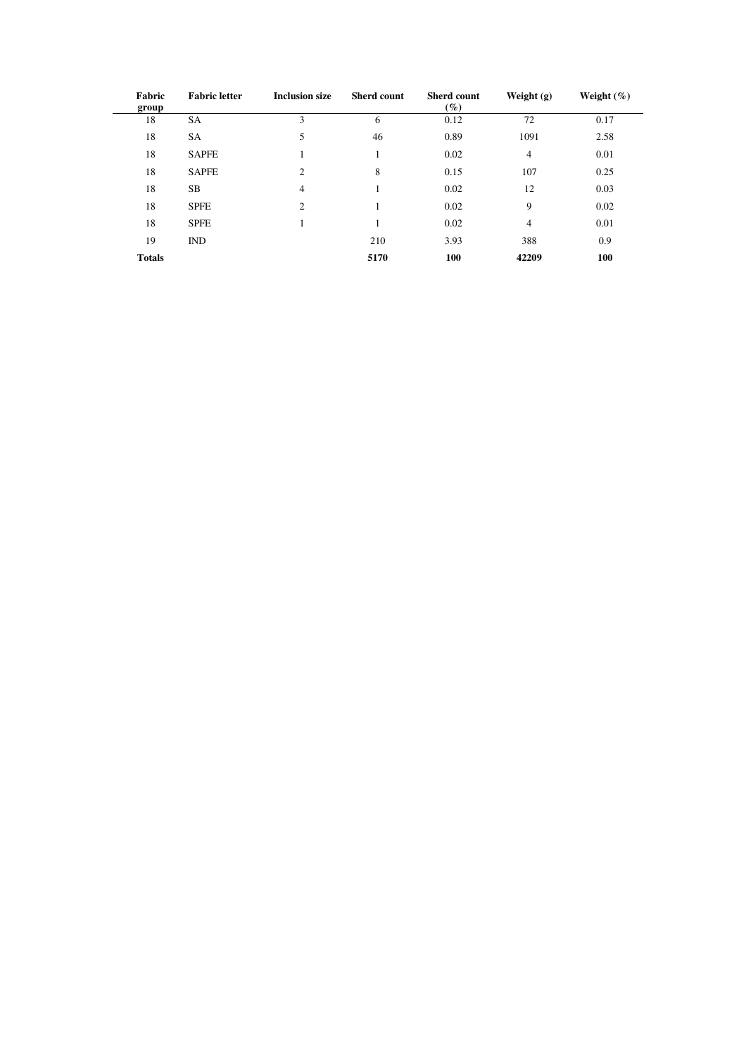| Fabric group | Fabric letter | Inclusion size | Sherd count | Sherd count (%) | Weight (g) | Weight (%) |
|---|---|---|---|---|---|---|
| 18 | SA | 3 | 6 | 0.12 | 72 | 0.17 |
| 18 | SA | 5 | 46 | 0.89 | 1091 | 2.58 |
| 18 | SAPFE | 1 | 1 | 0.02 | 4 | 0.01 |
| 18 | SAPFE | 2 | 8 | 0.15 | 107 | 0.25 |
| 18 | SB | 4 | 1 | 0.02 | 12 | 0.03 |
| 18 | SPFE | 2 | 1 | 0.02 | 9 | 0.02 |
| 18 | SPFE | 1 | 1 | 0.02 | 4 | 0.01 |
| 19 | IND | | 210 | 3.93 | 388 | 0.9 |
| **Totals** | | | **5170** | **100** | **42209** | **100** |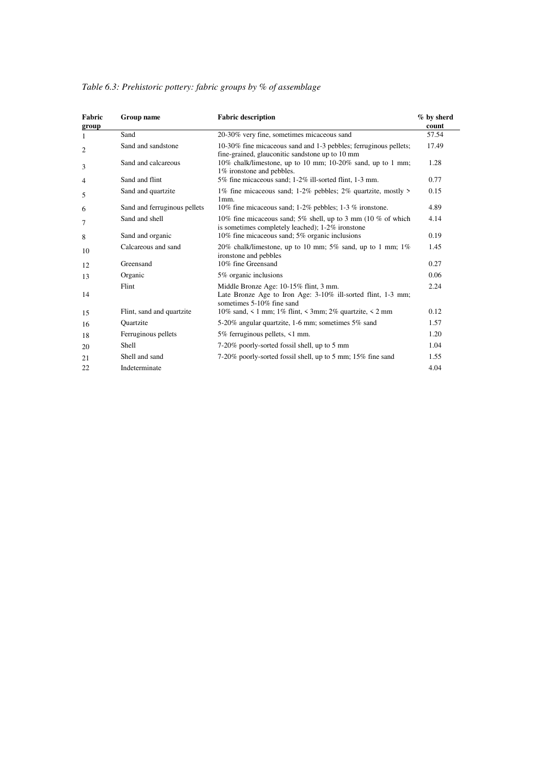*Table 6.3: Prehistoric pottery: fabric groups by % of assemblage*

| Fabric group | Group name | Fabric description | % by sherd count |
|---|---|---|---|
| 1 | Sand | 20-30% very fine, sometimes micaceous sand | 57.54 |
| 2 | Sand and sandstone | 10-30% fine micaceous sand and 1-3 pebbles; ferruginous pellets; fine-grained, glauconitic sandstone up to 10 mm | 17.49 |
| 3 | Sand and calcareous | 10% chalk/limestone, up to 10 mm; 10-20% sand, up to 1 mm; 1% ironstone and pebbles. | 1.28 |
| 4 | Sand and flint | 5% fine micaceous sand; 1-2% ill-sorted flint, 1-3 mm. | 0.77 |
| 5 | Sand and quartzite | 1% fine micaceous sand; 1-2% pebbles; 2% quartzite, mostly > 1mm. | 0.15 |
| 6 | Sand and ferruginous pellets | 10% fine micaceous sand; 1-2% pebbles; 1-3 % ironstone. | 4.89 |
| 7 | Sand and shell | 10% fine micaceous sand; 5% shell, up to 3 mm (10 % of which is sometimes completely leached); 1-2% ironstone | 4.14 |
| 8 | Sand and organic | 10% fine micaceous sand; 5% organic inclusions | 0.19 |
| 10 | Calcareous and sand | 20% chalk/limestone, up to 10 mm; 5% sand, up to 1 mm; 1% ironstone and pebbles | 1.45 |
| 12 | Greensand | 10% fine Greensand | 0.27 |
| 13 | Organic | 5% organic inclusions | 0.06 |
| 14 | Flint | Middle Bronze Age: 10-15% flint, 3 mm.<br>Late Bronze Age to Iron Age: 3-10% ill-sorted flint, 1-3 mm; sometimes 5-10% fine sand | 2.24 |
| 15 | Flint, sand and quartzite | 10% sand, < 1 mm; 1% flint, < 3mm; 2% quartzite, < 2 mm | 0.12 |
| 16 | Quartzite | 5-20% angular quartzite, 1-6 mm; sometimes 5% sand | 1.57 |
| 18 | Ferruginous pellets | 5% ferruginous pellets, <1 mm. | 1.20 |
| 20 | Shell | 7-20% poorly-sorted fossil shell, up to 5 mm | 1.04 |
| 21 | Shell and sand | 7-20% poorly-sorted fossil shell, up to 5 mm; 15% fine sand | 1.55 |
| 22 | Indeterminate | | 4.04 |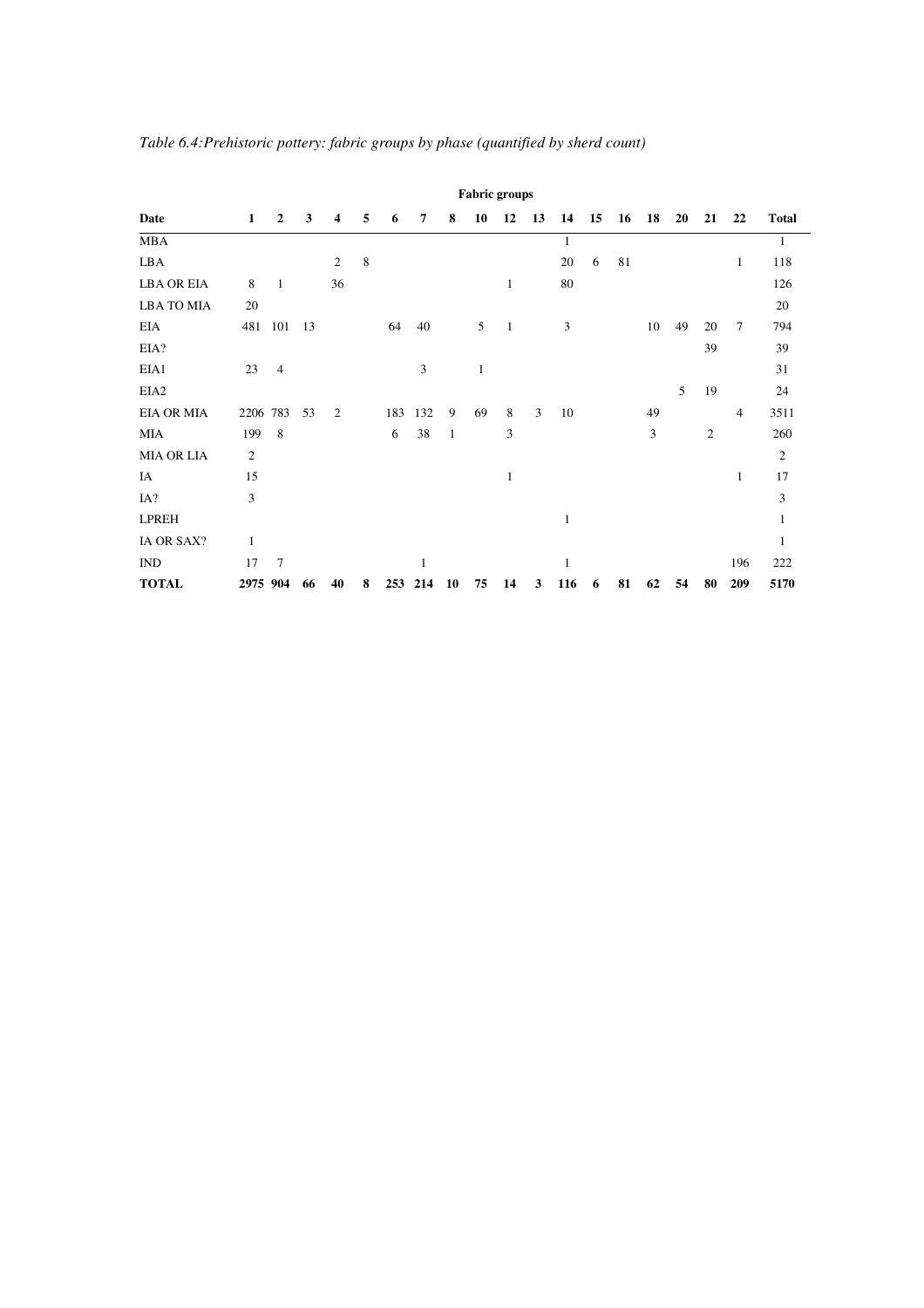*Table 6.4:Prehistoric pottery: fabric groups by phase (quantified by sherd count)*

| | Fabric groups | | | | | | | | | | | | | | | | | | |
|---|---|---|---|---|---|---|---|---|---|---|---|---|---|---|---|---|---|---|---|
| **Date** | **1** | **2** | **3** | **4** | **5** | **6** | **7** | **8** | **10** | **12** | **13** | **14** | **15** | **16** | **18** | **20** | **21** | **22** | **Total** |
| MBA | | | | | | | | | | | | 1 | | | | | | | 1 |
| LBA | | | | 2 | 8 | | | | | | | 20 | 6 | 81 | | | | 1 | 118 |
| LBA OR EIA | 8 | 1 | | 36 | | | | | | 1 | | 80 | | | | | | | 126 |
| LBA TO MIA | 20 | | | | | | | | | | | | | | | | | | 20 |
| EIA | 481 | 101 | 13 | | | 64 | 40 | | 5 | 1 | | 3 | | | 10 | 49 | 20 | 7 | 794 |
| EIA? | | | | | | | | | | | | | | | | | 39 | | 39 |
| EIA1 | 23 | 4 | | | | | 3 | | 1 | | | | | | | | | | 31 |
| EIA2 | | | | | | | | | | | | | | | | 5 | 19 | | 24 |
| EIA OR MIA | 2206 | 783 | 53 | 2 | | 183 | 132 | 9 | 69 | 8 | 3 | 10 | | | 49 | | | 4 | 3511 |
| MIA | 199 | 8 | | | | 6 | 38 | 1 | | 3 | | | | | 3 | | 2 | | 260 |
| MIA OR LIA | 2 | | | | | | | | | | | | | | | | | | 2 |
| IA | 15 | | | | | | | | | 1 | | | | | | | | 1 | 17 |
| IA? | 3 | | | | | | | | | | | | | | | | | | 3 |
| LPREH | | | | | | | | | | | | 1 | | | | | | | 1 |
| IA OR SAX? | 1 | | | | | | | | | | | | | | | | | | 1 |
| IND | 17 | 7 | | | | | 1 | | | | | 1 | | | | | | 196 | 222 |
| **TOTAL** | **2975** | **904** | **66** | **40** | **8** | **253** | **214** | **10** | **75** | **14** | **3** | **116** | **6** | **81** | **62** | **54** | **80** | **209** | **5170** |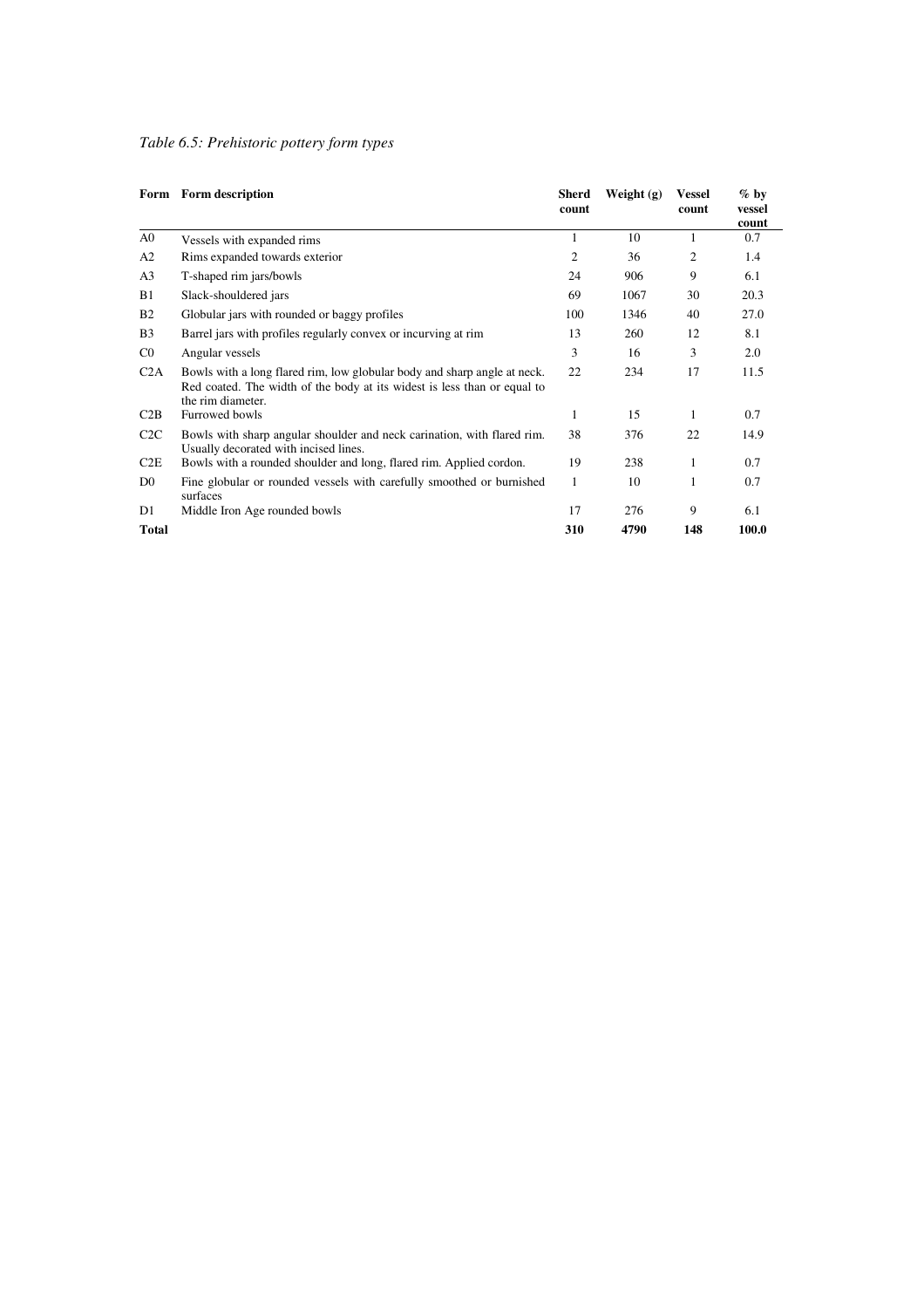*Table 6.5: Prehistoric pottery form types*

| Form | Form description | Sherd count | Weight (g) | Vessel count | % by vessel count |
|---|---|---|---|---|---|
| A0 | Vessels with expanded rims | 1 | 10 | 1 | 0.7 |
| A2 | Rims expanded towards exterior | 2 | 36 | 2 | 1.4 |
| A3 | T-shaped rim jars/bowls | 24 | 906 | 9 | 6.1 |
| B1 | Slack-shouldered jars | 69 | 1067 | 30 | 20.3 |
| B2 | Globular jars with rounded or baggy profiles | 100 | 1346 | 40 | 27.0 |
| B3 | Barrel jars with profiles regularly convex or incurving at rim | 13 | 260 | 12 | 8.1 |
| C0 | Angular vessels | 3 | 16 | 3 | 2.0 |
| C2A | Bowls with a long flared rim, low globular body and sharp angle at neck. Red coated. The width of the body at its widest is less than or equal to the rim diameter. | 22 | 234 | 17 | 11.5 |
| C2B | Furrowed bowls | 1 | 15 | 1 | 0.7 |
| C2C | Bowls with sharp angular shoulder and neck carination, with flared rim. Usually decorated with incised lines. | 38 | 376 | 22 | 14.9 |
| C2E | Bowls with a rounded shoulder and long, flared rim. Applied cordon. | 19 | 238 | 1 | 0.7 |
| D0 | Fine globular or rounded vessels with carefully smoothed or burnished surfaces | 1 | 10 | 1 | 0.7 |
| D1 | Middle Iron Age rounded bowls | 17 | 276 | 9 | 6.1 |
| **Total** | | **310** | **4790** | **148** | **100.0** |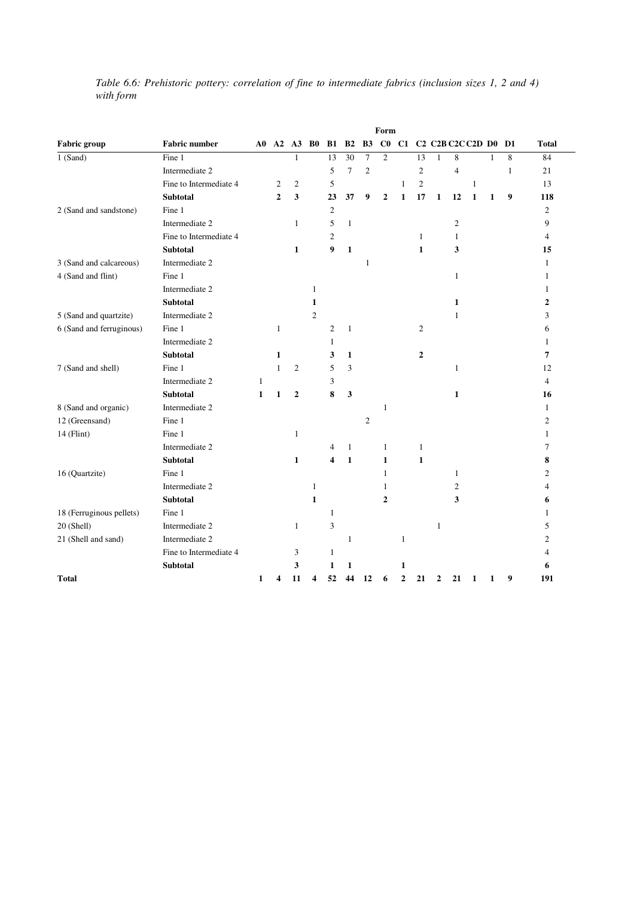*Table 6.6: Prehistoric pottery: correlation of fine to intermediate fabrics (inclusion sizes 1, 2 and 4) with form*

| | | Form | | | | | | | | | | | | | | | |
|---|---|---|---|---|---|---|---|---|---|---|---|---|---|---|---|---|---|
| **Fabric group** | **Fabric number** | **A0** | **A2** | **A3** | **B0** | **B1** | **B2** | **B3** | **C0** | **C1** | **C2** | **C2B** | **C2C** | **C2D** | **D0** | **D1** | **Total** |
| 1 (Sand) | Fine 1 | | | 1 | | 13 | 30 | 7 | 2 | | 13 | 1 | 8 | | 1 | 8 | 84 |
| | Intermediate 2 | | | | | 5 | 7 | 2 | | | 2 | | 4 | | | 1 | 21 |
| | Fine to Intermediate 4 | | 2 | 2 | | 5 | | | | 1 | 2 | | | 1 | | | 13 |
| | **Subtotal** | | **2** | **3** | | **23** | **37** | **9** | **2** | **1** | **17** | **1** | **12** | **1** | **1** | **9** | **118** |
| 2 (Sand and sandstone) | Fine 1 | | | | | 2 | | | | | | | | | | | 2 |
| | Intermediate 2 | | | 1 | | 5 | 1 | | | | | | 2 | | | | 9 |
| | Fine to Intermediate 4 | | | | | 2 | | | | | 1 | | 1 | | | | 4 |
| | **Subtotal** | | | **1** | | **9** | **1** | | | | **1** | | **3** | | | | **15** |
| 3 (Sand and calcareous) | Intermediate 2 | | | | | | | 1 | | | | | | | | | 1 |
| 4 (Sand and flint) | Fine 1 | | | | | | | | | | | | 1 | | | | 1 |
| | Intermediate 2 | | | | 1 | | | | | | | | | | | | 1 |
| | **Subtotal** | | | | **1** | | | | | | | | **1** | | | | **2** |
| 5 (Sand and quartzite) | Intermediate 2 | | | | 2 | | | | | | | | 1 | | | | 3 |
| 6 (Sand and ferruginous) | Fine 1 | | 1 | | | 2 | 1 | | | | 2 | | | | | | 6 |
| | Intermediate 2 | | | | | 1 | | | | | | | | | | | 1 |
| | **Subtotal** | | **1** | | | **3** | **1** | | | | **2** | | | | | | **7** |
| 7 (Sand and shell) | Fine 1 | | 1 | 2 | | 5 | 3 | | | | | | 1 | | | | 12 |
| | Intermediate 2 | 1 | | | | 3 | | | | | | | | | | | 4 |
| | **Subtotal** | **1** | **1** | **2** | | **8** | **3** | | | | | | **1** | | | | **16** |
| 8 (Sand and organic) | Intermediate 2 | | | | | | | | 1 | | | | | | | | 1 |
| 12 (Greensand) | Fine 1 | | | | | | | 2 | | | | | | | | | 2 |
| 14 (Flint) | Fine 1 | | | 1 | | | | | | | | | | | | | 1 |
| | Intermediate 2 | | | | | 4 | 1 | | 1 | | 1 | | | | | | 7 |
| | **Subtotal** | | | **1** | | **4** | **1** | | **1** | | **1** | | | | | | **8** |
| 16 (Quartzite) | Fine 1 | | | | | | | | 1 | | | | 1 | | | | 2 |
| | Intermediate 2 | | | | 1 | | | | 1 | | | | 2 | | | | 4 |
| | **Subtotal** | | | | **1** | | | | **2** | | | | **3** | | | | **6** |
| 18 (Ferruginous pellets) | Fine 1 | | | | | 1 | | | | | | | | | | | 1 |
| 20 (Shell) | Intermediate 2 | | | 1 | | 3 | | | | | | 1 | | | | | 5 |
| 21 (Shell and sand) | Intermediate 2 | | | | | | 1 | | | 1 | | | | | | | 2 |
| | Fine to Intermediate 4 | | | 3 | | 1 | | | | | | | | | | | 4 |
| | **Subtotal** | | | **3** | | **1** | **1** | | | **1** | | | | | | | **6** |
| **Total** | | **1** | **4** | **11** | **4** | **52** | **44** | **12** | **6** | **2** | **21** | **2** | **21** | **1** | **1** | **9** | **191** |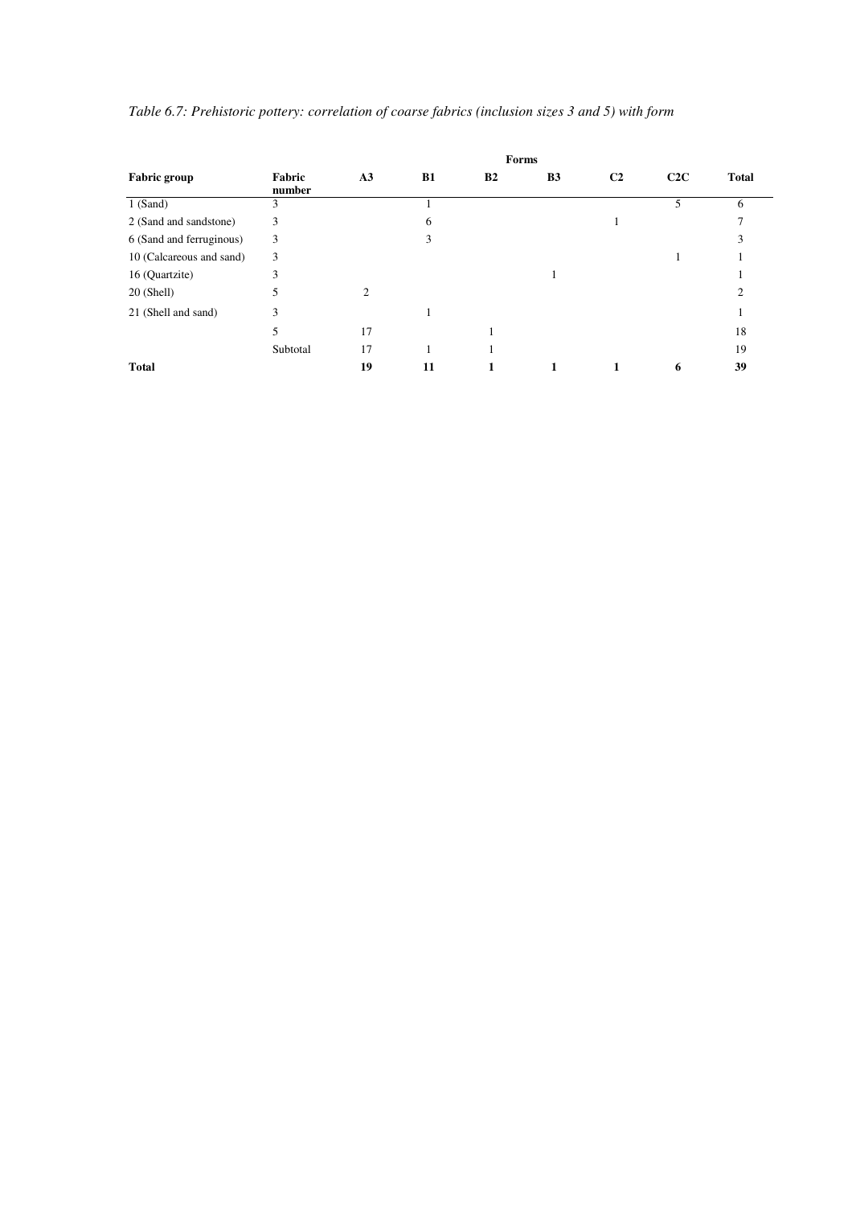*Table 6.7: Prehistoric pottery: correlation of coarse fabrics (inclusion sizes 3 and 5) with form*

| | | Forms | | | | | | |
|---|---|---|---|---|---|---|---|---|
| **Fabric group** | **Fabric number** | **A3** | **B1** | **B2** | **B3** | **C2** | **C2C** | **Total** |
| 1 (Sand) | 3 | | 1 | | | | 5 | 6 |
| 2 (Sand and sandstone) | 3 | | 6 | | | 1 | | 7 |
| 6 (Sand and ferruginous) | 3 | | 3 | | | | | 3 |
| 10 (Calcareous and sand) | 3 | | | | | | 1 | 1 |
| 16 (Quartzite) | 3 | | | | 1 | | | 1 |
| 20 (Shell) | 5 | 2 | | | | | | 2 |
| 21 (Shell and sand) | 3 | | 1 | | | | | 1 |
| | 5 | 17 | | 1 | | | | 18 |
| | Subtotal | 17 | 1 | 1 | | | | 19 |
| **Total** | | **19** | **11** | **1** | **1** | **1** | **6** | **39** |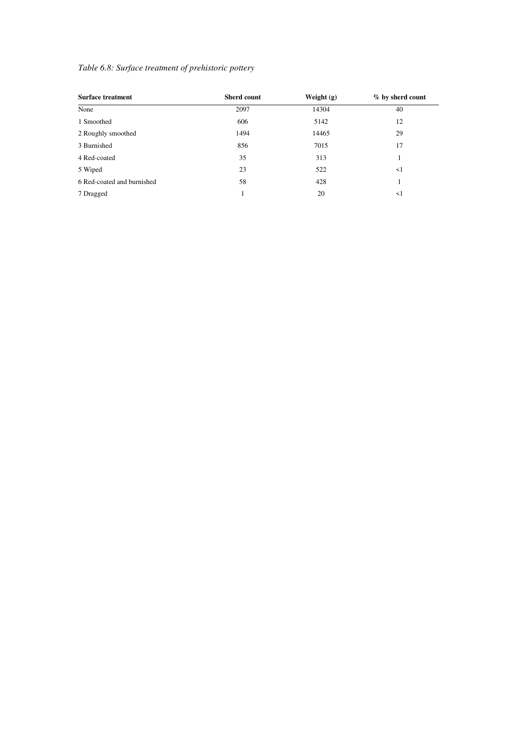*Table 6.8: Surface treatment of prehistoric pottery*

| Surface treatment | Sherd count | Weight (g) | % by sherd count |
| --- | --- | --- | --- |
| None | 2097 | 14304 | 40 |
| 1 Smoothed | 606 | 5142 | 12 |
| 2 Roughly smoothed | 1494 | 14465 | 29 |
| 3 Burnished | 856 | 7015 | 17 |
| 4 Red-coated | 35 | 313 | 1 |
| 5 Wiped | 23 | 522 | <1 |
| 6 Red-coated and burnished | 58 | 428 | 1 |
| 7 Dragged | 1 | 20 | <1 |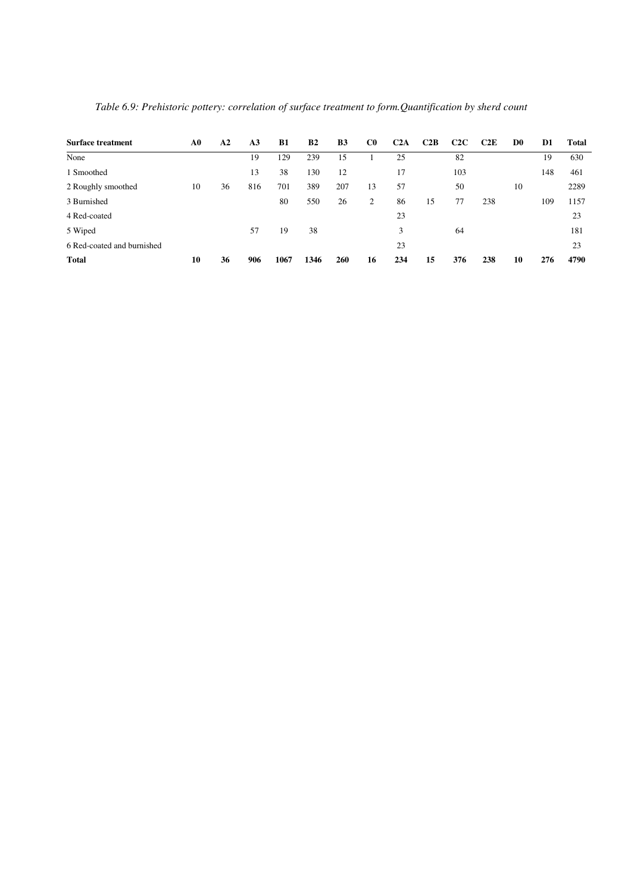*Table 6.9: Prehistoric pottery: correlation of surface treatment to form.Quantification by sherd count*

| Surface treatment | A0 | A2 | A3 | B1 | B2 | B3 | C0 | C2A | C2B | C2C | C2E | D0 | D1 | Total |
|---|---|---|---|---|---|---|---|---|---|---|---|---|---|---|
| None | | | 19 | 129 | 239 | 15 | 1 | 25 | | 82 | | | 19 | 630 |
| 1 Smoothed | | | 13 | 38 | 130 | 12 | | 17 | | 103 | | | 148 | 461 |
| 2 Roughly smoothed | 10 | 36 | 816 | 701 | 389 | 207 | 13 | 57 | | 50 | | 10 | | 2289 |
| 3 Burnished | | | | 80 | 550 | 26 | 2 | 86 | 15 | 77 | 238 | | 109 | 1157 |
| 4 Red-coated | | | | | | | | 23 | | | | | | 23 |
| 5 Wiped | | | 57 | 19 | 38 | | | 3 | | 64 | | | | 181 |
| 6 Red-coated and burnished | | | | | | | | 23 | | | | | | 23 |
| **Total** | **10** | **36** | **906** | **1067** | **1346** | **260** | **16** | **234** | **15** | **376** | **238** | **10** | **276** | **4790** |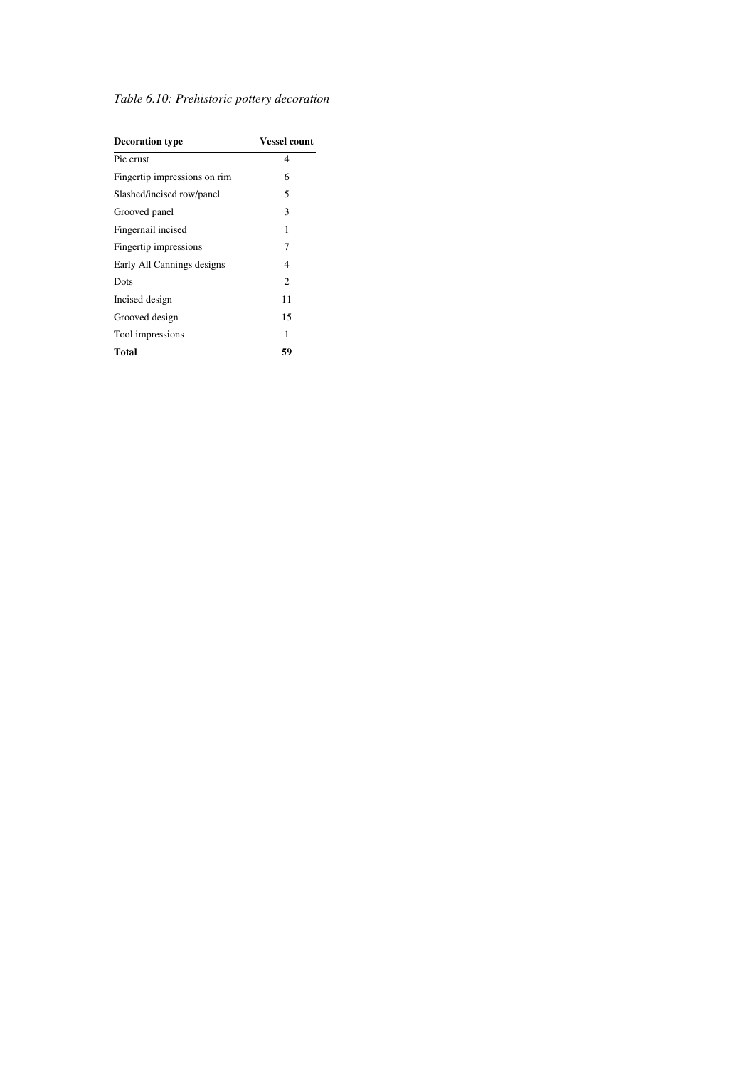*Table 6.10: Prehistoric pottery decoration*

| **Decoration type** | **Vessel count** |
|---|---|
| Pie crust | 4 |
| Fingertip impressions on rim | 6 |
| Slashed/incised row/panel | 5 |
| Grooved panel | 3 |
| Fingernail incised | 1 |
| Fingertip impressions | 7 |
| Early All Cannings designs | 4 |
| Dots | 2 |
| Incised design | 11 |
| Grooved design | 15 |
| Tool impressions | 1 |
| **Total** | **59** |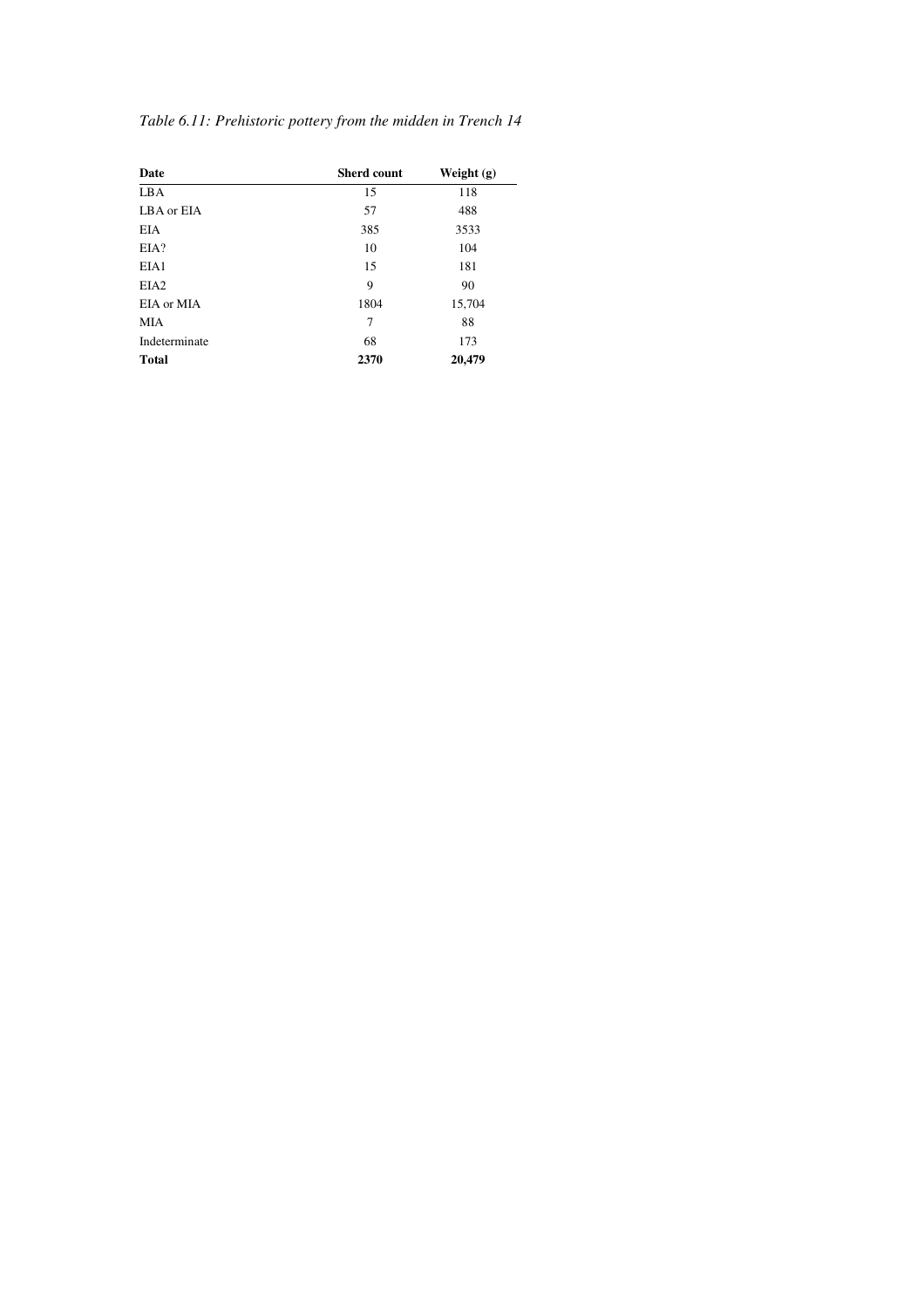*Table 6.11: Prehistoric pottery from the midden in Trench 14*

| Date | Sherd count | Weight (g) |
|---|---|---|
| LBA | 15 | 118 |
| LBA or EIA | 57 | 488 |
| EIA | 385 | 3533 |
| EIA? | 10 | 104 |
| EIA1 | 15 | 181 |
| EIA2 | 9 | 90 |
| EIA or MIA | 1804 | 15,704 |
| MIA | 7 | 88 |
| Indeterminate | 68 | 173 |
| **Total** | **2370** | **20,479** |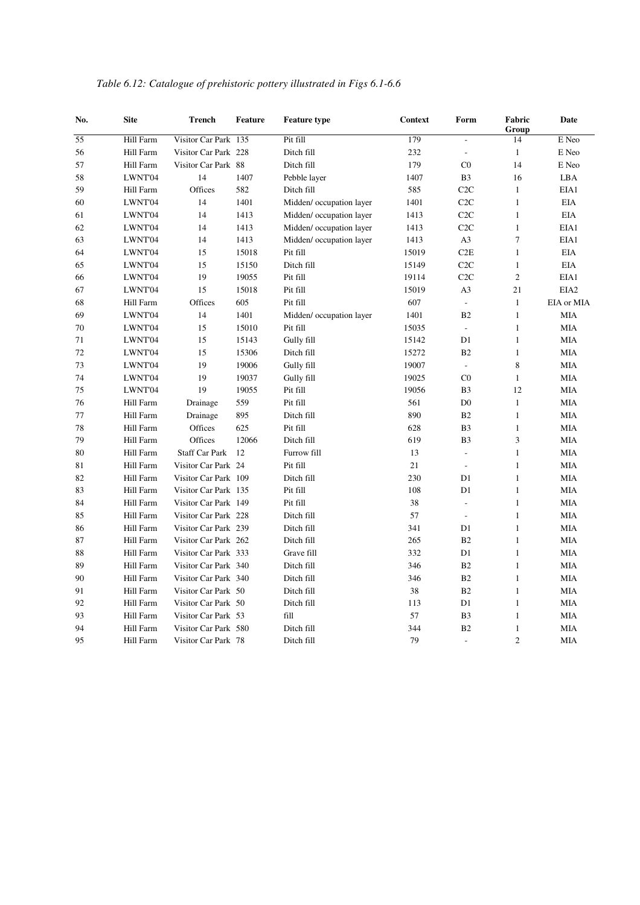*Table 6.12: Catalogue of prehistoric pottery illustrated in Figs 6.1-6.6*

| No. | Site | Trench | Feature | Feature type | Context | Form | Fabric Group | Date |
|---|---|---|---|---|---|---|---|---|
| 55 | Hill Farm | Visitor Car Park | 135 | Pit fill | 179 | - | 14 | E Neo |
| 56 | Hill Farm | Visitor Car Park | 228 | Ditch fill | 232 | - | 1 | E Neo |
| 57 | Hill Farm | Visitor Car Park | 88 | Ditch fill | 179 | C0 | 14 | E Neo |
| 58 | LWNT'04 | 14 | 1407 | Pebble layer | 1407 | B3 | 16 | LBA |
| 59 | Hill Farm | Offices | 582 | Ditch fill | 585 | C2C | 1 | EIA1 |
| 60 | LWNT'04 | 14 | 1401 | Midden/ occupation layer | 1401 | C2C | 1 | EIA |
| 61 | LWNT'04 | 14 | 1413 | Midden/ occupation layer | 1413 | C2C | 1 | EIA |
| 62 | LWNT'04 | 14 | 1413 | Midden/ occupation layer | 1413 | C2C | 1 | EIA1 |
| 63 | LWNT'04 | 14 | 1413 | Midden/ occupation layer | 1413 | A3 | 7 | EIA1 |
| 64 | LWNT'04 | 15 | 15018 | Pit fill | 15019 | C2E | 1 | EIA |
| 65 | LWNT'04 | 15 | 15150 | Ditch fill | 15149 | C2C | 1 | EIA |
| 66 | LWNT'04 | 19 | 19055 | Pit fill | 19114 | C2C | 2 | EIA1 |
| 67 | LWNT'04 | 15 | 15018 | Pit fill | 15019 | A3 | 21 | EIA2 |
| 68 | Hill Farm | Offices | 605 | Pit fill | 607 | - | 1 | EIA or MIA |
| 69 | LWNT'04 | 14 | 1401 | Midden/ occupation layer | 1401 | B2 | 1 | MIA |
| 70 | LWNT'04 | 15 | 15010 | Pit fill | 15035 | - | 1 | MIA |
| 71 | LWNT'04 | 15 | 15143 | Gully fill | 15142 | D1 | 1 | MIA |
| 72 | LWNT'04 | 15 | 15306 | Ditch fill | 15272 | B2 | 1 | MIA |
| 73 | LWNT'04 | 19 | 19006 | Gully fill | 19007 | - | 8 | MIA |
| 74 | LWNT'04 | 19 | 19037 | Gully fill | 19025 | C0 | 1 | MIA |
| 75 | LWNT'04 | 19 | 19055 | Pit fill | 19056 | B3 | 12 | MIA |
| 76 | Hill Farm | Drainage | 559 | Pit fill | 561 | D0 | 1 | MIA |
| 77 | Hill Farm | Drainage | 895 | Ditch fill | 890 | B2 | 1 | MIA |
| 78 | Hill Farm | Offices | 625 | Pit fill | 628 | B3 | 1 | MIA |
| 79 | Hill Farm | Offices | 12066 | Ditch fill | 619 | B3 | 3 | MIA |
| 80 | Hill Farm | Staff Car Park | 12 | Furrow fill | 13 | - | 1 | MIA |
| 81 | Hill Farm | Visitor Car Park | 24 | Pit fill | 21 | - | 1 | MIA |
| 82 | Hill Farm | Visitor Car Park | 109 | Ditch fill | 230 | D1 | 1 | MIA |
| 83 | Hill Farm | Visitor Car Park | 135 | Pit fill | 108 | D1 | 1 | MIA |
| 84 | Hill Farm | Visitor Car Park | 149 | Pit fill | 38 | - | 1 | MIA |
| 85 | Hill Farm | Visitor Car Park | 228 | Ditch fill | 57 | - | 1 | MIA |
| 86 | Hill Farm | Visitor Car Park | 239 | Ditch fill | 341 | D1 | 1 | MIA |
| 87 | Hill Farm | Visitor Car Park | 262 | Ditch fill | 265 | B2 | 1 | MIA |
| 88 | Hill Farm | Visitor Car Park | 333 | Grave fill | 332 | D1 | 1 | MIA |
| 89 | Hill Farm | Visitor Car Park | 340 | Ditch fill | 346 | B2 | 1 | MIA |
| 90 | Hill Farm | Visitor Car Park | 340 | Ditch fill | 346 | B2 | 1 | MIA |
| 91 | Hill Farm | Visitor Car Park | 50 | Ditch fill | 38 | B2 | 1 | MIA |
| 92 | Hill Farm | Visitor Car Park | 50 | Ditch fill | 113 | D1 | 1 | MIA |
| 93 | Hill Farm | Visitor Car Park | 53 | fill | 57 | B3 | 1 | MIA |
| 94 | Hill Farm | Visitor Car Park | 580 | Ditch fill | 344 | B2 | 1 | MIA |
| 95 | Hill Farm | Visitor Car Park | 78 | Ditch fill | 79 | - | 2 | MIA |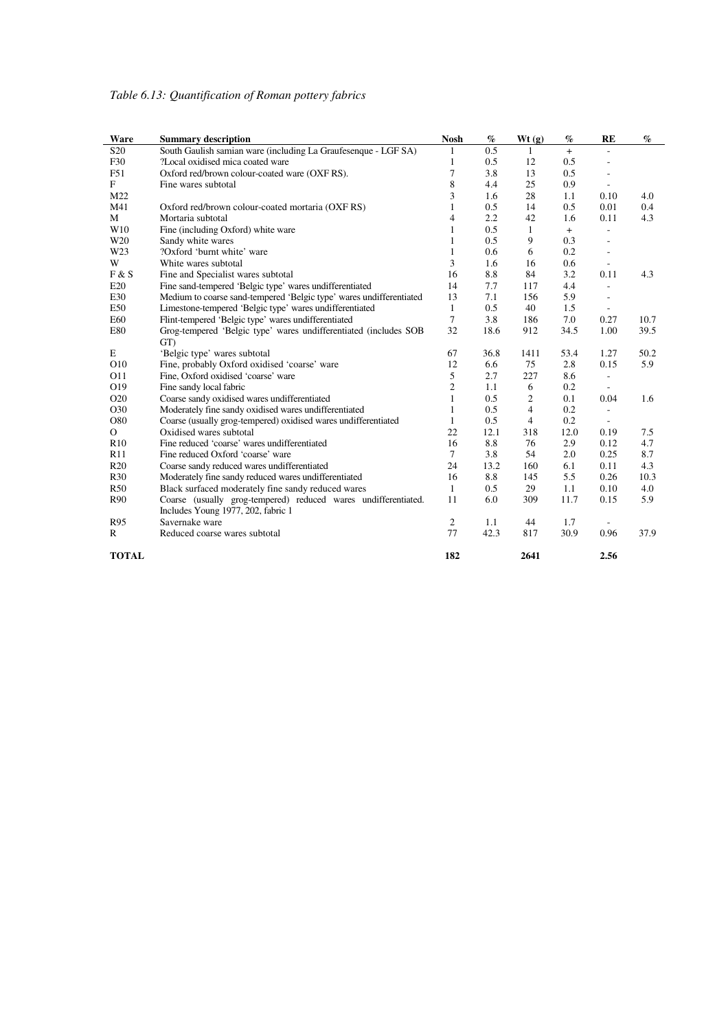*Table 6.13: Quantification of Roman pottery fabrics*

| Ware | Summary description | Nosh | % | Wt (g) | % | RE | % |
|---|---|---|---|---|---|---|---|
| S20 | South Gaulish samian ware (including La Graufesenque - LGF SA) | 1 | 0.5 | 1 | + | - | |
| F30 | ?Local oxidised mica coated ware | 1 | 0.5 | 12 | 0.5 | - | |
| F51 | Oxford red/brown colour-coated ware (OXF RS). | 7 | 3.8 | 13 | 0.5 | - | |
| F | Fine wares subtotal | 8 | 4.4 | 25 | 0.9 | - | |
| M22 | | 3 | 1.6 | 28 | 1.1 | 0.10 | 4.0 |
| M41 | Oxford red/brown colour-coated mortaria (OXF RS) | 1 | 0.5 | 14 | 0.5 | 0.01 | 0.4 |
| M | Mortaria subtotal | 4 | 2.2 | 42 | 1.6 | 0.11 | 4.3 |
| W10 | Fine (including Oxford) white ware | 1 | 0.5 | 1 | + | - | |
| W20 | Sandy white wares | 1 | 0.5 | 9 | 0.3 | - | |
| W23 | ?Oxford 'burnt white' ware | 1 | 0.6 | 6 | 0.2 | - | |
| W | White wares subtotal | 3 | 1.6 | 16 | 0.6 | - | |
| F & S | Fine and Specialist wares subtotal | 16 | 8.8 | 84 | 3.2 | 0.11 | 4.3 |
| E20 | Fine sand-tempered 'Belgic type' wares undifferentiated | 14 | 7.7 | 117 | 4.4 | - | |
| E30 | Medium to coarse sand-tempered 'Belgic type' wares undifferentiated | 13 | 7.1 | 156 | 5.9 | - | |
| E50 | Limestone-tempered 'Belgic type' wares undifferentiated | 1 | 0.5 | 40 | 1.5 | - | |
| E60 | Flint-tempered 'Belgic type' wares undifferentiated | 7 | 3.8 | 186 | 7.0 | 0.27 | 10.7 |
| E80 | Grog-tempered 'Belgic type' wares undifferentiated (includes SOB GT) | 32 | 18.6 | 912 | 34.5 | 1.00 | 39.5 |
| E | 'Belgic type' wares subtotal | 67 | 36.8 | 1411 | 53.4 | 1.27 | 50.2 |
| O10 | Fine, probably Oxford oxidised 'coarse' ware | 12 | 6.6 | 75 | 2.8 | 0.15 | 5.9 |
| O11 | Fine, Oxford oxidised 'coarse' ware | 5 | 2.7 | 227 | 8.6 | - | |
| O19 | Fine sandy local fabric | 2 | 1.1 | 6 | 0.2 | - | |
| O20 | Coarse sandy oxidised wares undifferentiated | 1 | 0.5 | 2 | 0.1 | 0.04 | 1.6 |
| O30 | Moderately fine sandy oxidised wares undifferentiated | 1 | 0.5 | 4 | 0.2 | - | |
| O80 | Coarse (usually grog-tempered) oxidised wares undifferentiated | 1 | 0.5 | 4 | 0.2 | - | |
| O | Oxidised wares subtotal | 22 | 12.1 | 318 | 12.0 | 0.19 | 7.5 |
| R10 | Fine reduced 'coarse' wares undifferentiated | 16 | 8.8 | 76 | 2.9 | 0.12 | 4.7 |
| R11 | Fine reduced Oxford 'coarse' ware | 7 | 3.8 | 54 | 2.0 | 0.25 | 8.7 |
| R20 | Coarse sandy reduced wares undifferentiated | 24 | 13.2 | 160 | 6.1 | 0.11 | 4.3 |
| R30 | Moderately fine sandy reduced wares undifferentiated | 16 | 8.8 | 145 | 5.5 | 0.26 | 10.3 |
| R50 | Black surfaced moderately fine sandy reduced wares | 1 | 0.5 | 29 | 1.1 | 0.10 | 4.0 |
| R90 | Coarse (usually grog-tempered) reduced wares undifferentiated. Includes Young 1977, 202, fabric 1 | 11 | 6.0 | 309 | 11.7 | 0.15 | 5.9 |
| R95 | Savernake ware | 2 | 1.1 | 44 | 1.7 | - | |
| R | Reduced coarse wares subtotal | 77 | 42.3 | 817 | 30.9 | 0.96 | 37.9 |
| **TOTAL** | | **182** | | **2641** | | **2.56** | |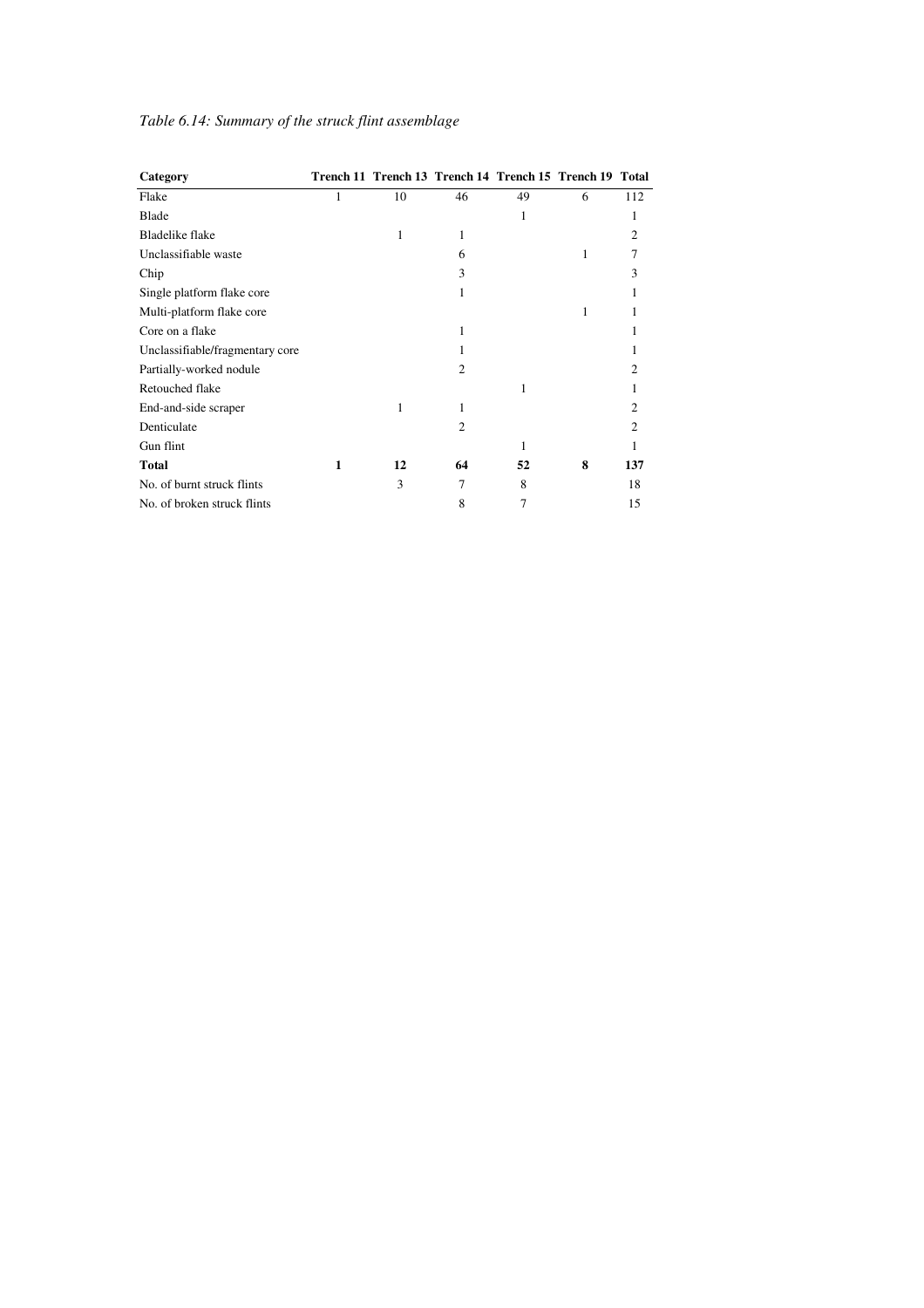*Table 6.14: Summary of the struck flint assemblage*

| Category | Trench 11 | Trench 13 | Trench 14 | Trench 15 | Trench 19 | Total |
|---|---|---|---|---|---|---|
| Flake | 1 | 10 | 46 | 49 | 6 | 112 |
| Blade | | | | 1 | | 1 |
| Bladelike flake | | 1 | 1 | | | 2 |
| Unclassifiable waste | | | 6 | | 1 | 7 |
| Chip | | | 3 | | | 3 |
| Single platform flake core | | | 1 | | | 1 |
| Multi-platform flake core | | | | | 1 | 1 |
| Core on a flake | | | 1 | | | 1 |
| Unclassifiable/fragmentary core | | | 1 | | | 1 |
| Partially-worked nodule | | | 2 | | | 2 |
| Retouched flake | | | | 1 | | 1 |
| End-and-side scraper | | 1 | 1 | | | 2 |
| Denticulate | | | 2 | | | 2 |
| Gun flint | | | | 1 | | 1 |
| **Total** | **1** | **12** | **64** | **52** | **8** | **137** |
| No. of burnt struck flints | | 3 | 7 | 8 | | 18 |
| No. of broken struck flints | | | 8 | 7 | | 15 |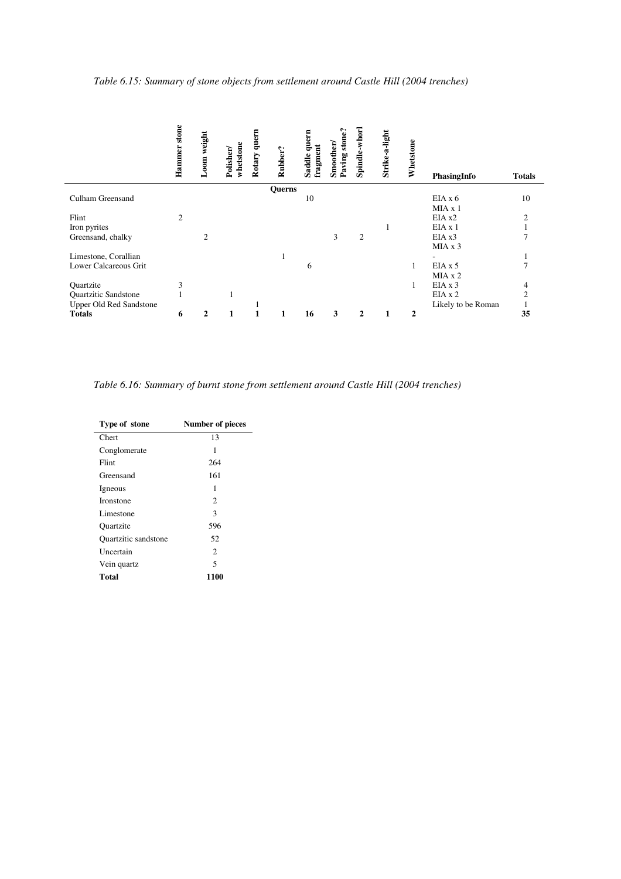*Table 6.15: Summary of stone objects from settlement around Castle Hill (2004 trenches)*

| | Hammer stone | Loom weight | Polisher/ whetstone | Rotary quern | Rubber? | Saddle quern fragment | Smoother/ Paving stone? | Spindle-whorl | Strike-a-light | Whetstone | PhasingInfo | Totals |
|---|---|---|---|---|---|---|---|---|---|---|---|---|
| | | | | | **Querns** | | | | | | | |
| Culham Greensand | | | | | | 10 | | | | | EIA x 6 MIA x 1 | 10 |
| Flint | 2 | | | | | | | | | | EIA x2 | 2 |
| Iron pyrites | | | | | | | | | 1 | | EIA x 1 | 1 |
| Greensand, chalky | | 2 | | | | | 3 | 2 | | | EIA x3 MIA x 3 | 7 |
| Limestone, Corallian | | | | | 1 | | | | | | - | 1 |
| Lower Calcareous Grit | | | | | | 6 | | | | 1 | EIA x 5 MIA x 2 | 7 |
| Quartzite | 3 | | | | | | | | | 1 | EIA x 3 | 4 |
| Quartzitic Sandstone | 1 | | 1 | | | | | | | | EIA x 2 | 2 |
| Upper Old Red Sandstone | | | | 1 | | | | | | | Likely to be Roman | 1 |
| **Totals** | **6** | **2** | **1** | **1** | **1** | **16** | **3** | **2** | **1** | **2** | | **35** |

*Table 6.16: Summary of burnt stone from settlement around Castle Hill (2004 trenches)*

| Type of stone | Number of pieces |
|---|---|
| Chert | 13 |
| Conglomerate | 1 |
| Flint | 264 |
| Greensand | 161 |
| Igneous | 1 |
| Ironstone | 2 |
| Limestone | 3 |
| Quartzite | 596 |
| Quartzitic sandstone | 52 |
| Uncertain | 2 |
| Vein quartz | 5 |
| **Total** | **1100** |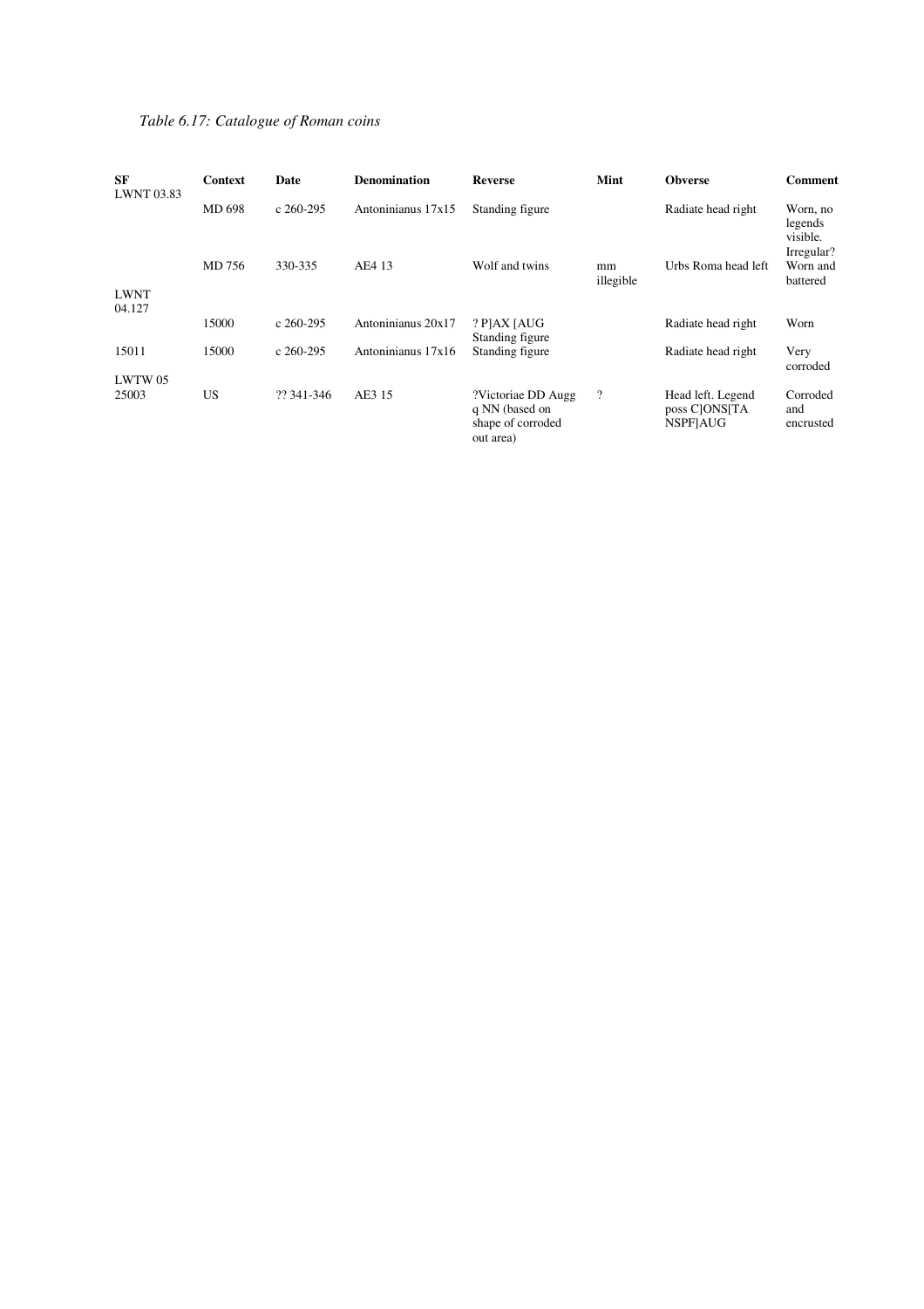*Table 6.17: Catalogue of Roman coins*

| SF | Context | Date | Denomination | Reverse | Mint | Obverse | Comment |
|---|---|---|---|---|---|---|---|
| LWNT 03.83 | | | | | | | |
| | MD 698 | c 260-295 | Antoninianus 17x15 | Standing figure | | Radiate head right | Worn, no legends visible. Irregular? |
| | MD 756 | 330-335 | AE4 13 | Wolf and twins | mm illegible | Urbs Roma head left | Worn and battered |
| LWNT 04.127 | | | | | | | |
| | 15000 | c 260-295 | Antoninianus 20x17 | ? P]AX [AUG Standing figure | | Radiate head right | Worn |
| 15011 | 15000 | c 260-295 | Antoninianus 17x16 | Standing figure | | Radiate head right | Very corroded |
| LWTW 05 | | | | | | | |
| 25003 | US | ?? 341-346 | AE3 15 | ?Victoriae DD Augg q NN (based on shape of corroded out area) | ? | Head left. Legend poss C]ONS[TA NSPF]AUG | Corroded and encrusted |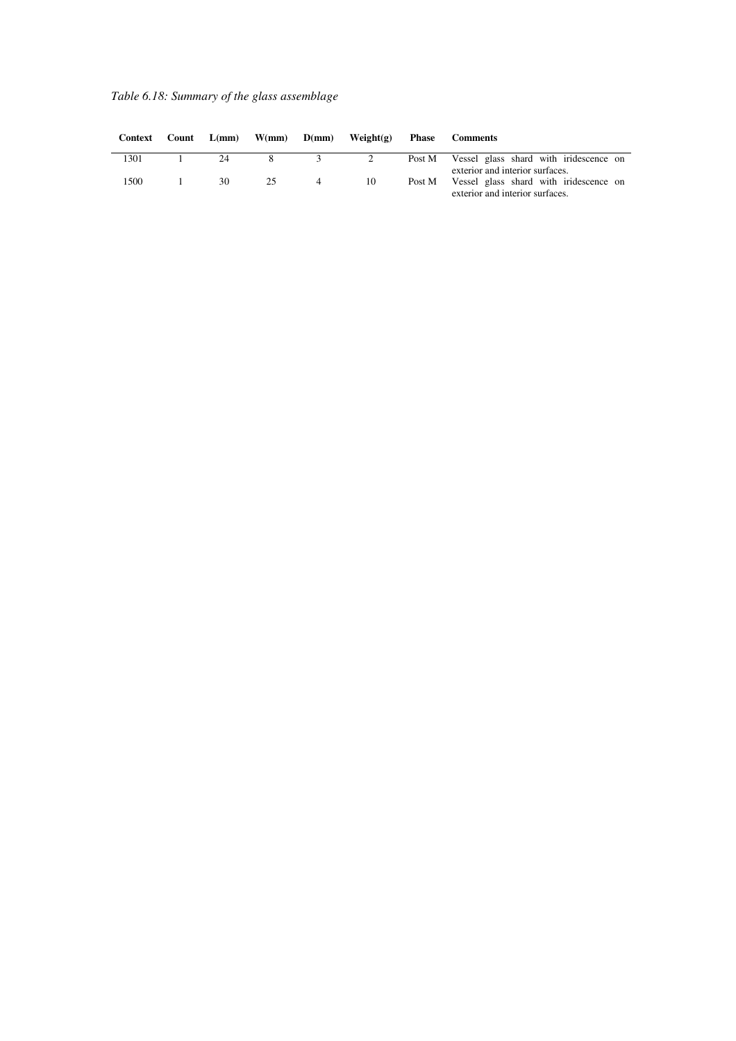*Table 6.18: Summary of the glass assemblage*

| Context | Count | L(mm) | W(mm) | D(mm) | Weight(g) | Phase | Comments |
|---|---|---|---|---|---|---|---|
| 1301 | 1 | 24 | 8 | 3 | 2 | Post M | Vessel glass shard with iridescence on exterior and interior surfaces. |
| 1500 | 1 | 30 | 25 | 4 | 10 | Post M | Vessel glass shard with iridescence on exterior and interior surfaces. |